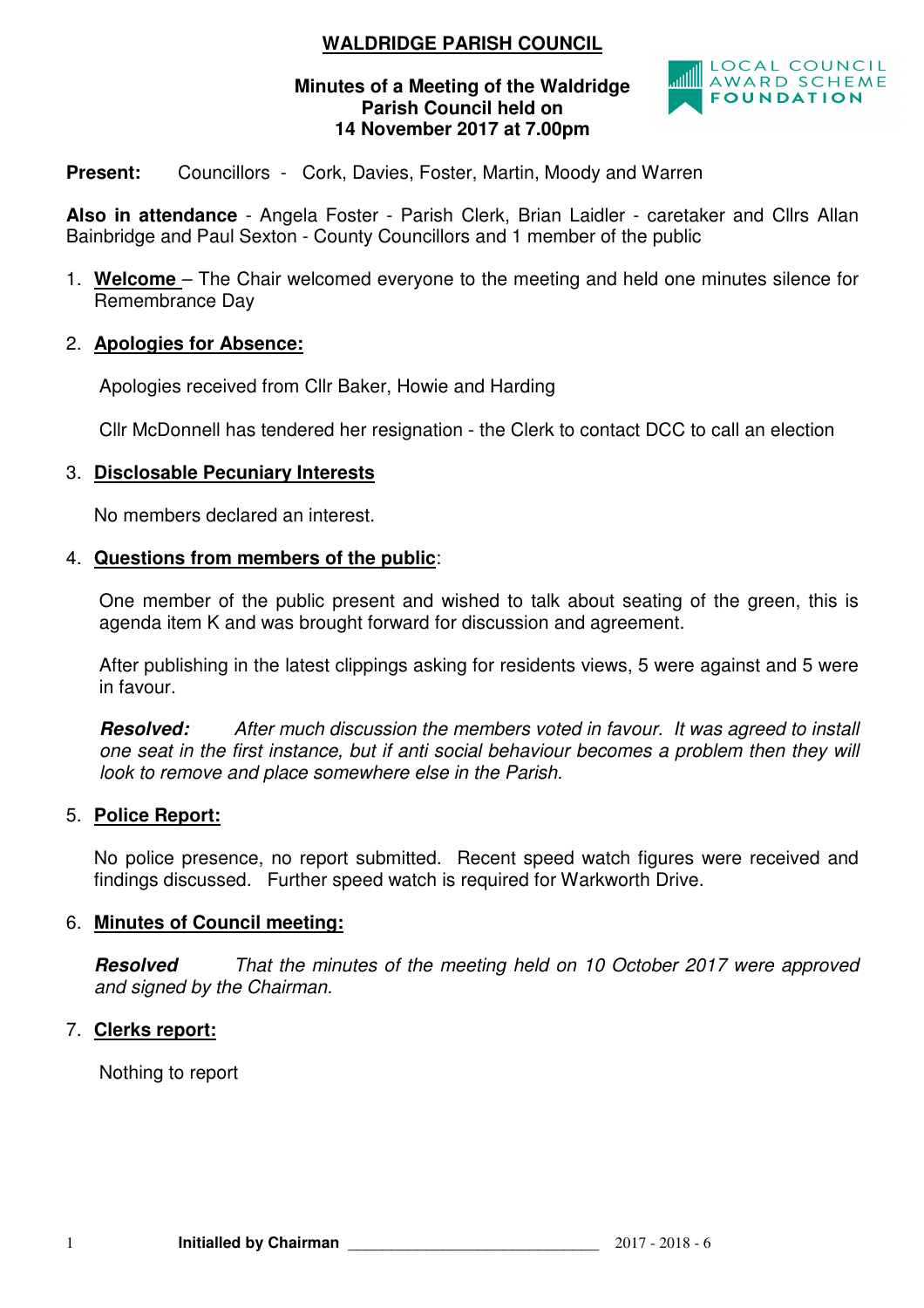# WALDRIDGE PARISH COUNCIL

**Minutes of a Meeting of the Waldridge Parish Council held on 14 November 2017 at 7.00pm**

LOCAL COUNCIL AWARD SCHEME FOUNDATION

**Present:** Councillors - Cork, Davies, Foster, Martin, Moody and Warren

**Also in attendance** - Angela Foster - Parish Clerk, Brian Laidler - caretaker and Cllrs Allan Bainbridge and Paul Sexton - County Councillors and 1 member of the public

1. **Welcome** – The Chair welcomed everyone to the meeting and held one minutes silence for Remembrance Day

2. **Apologies for Absence:**

   Apologies received from Cllr Baker, Howie and Harding

   Cllr McDonnell has tendered her resignation - the Clerk to contact DCC to call an election

3. **Disclosable Pecuniary Interests**

   No members declared an interest.

4. **Questions from members of the public**:

   One member of the public present and wished to talk about seating of the green, this is agenda item K and was brought forward for discussion and agreement.

   After publishing in the latest clippings asking for residents views, 5 were against and 5 were in favour.

   ***Resolved:*** *After much discussion the members voted in favour. It was agreed to install one seat in the first instance, but if anti social behaviour becomes a problem then they will look to remove and place somewhere else in the Parish.*

5. **Police Report:**

   No police presence, no report submitted. Recent speed watch figures were received and findings discussed. Further speed watch is required for Warkworth Drive.

6. **Minutes of Council meeting:**

   ***Resolved*** *That the minutes of the meeting held on 10 October 2017 were approved and signed by the Chairman.*

7. **Clerks report:**

   Nothing to report

**Initialled by Chairman** ______________________________ 2017 - 2018 - 6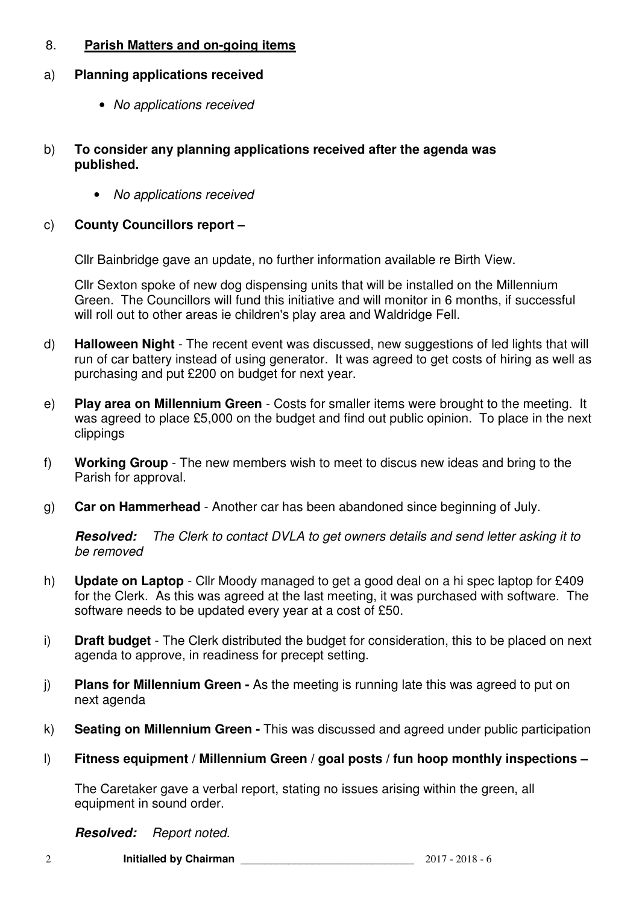## 8. **Parish Matters and on-going items**

### a) **Planning applications received**

- *No applications received*

### b) **To consider any planning applications received after the agenda was published.**

- *No applications received*

### c) **County Councillors report –**

Cllr Bainbridge gave an update, no further information available re Birth View.

Cllr Sexton spoke of new dog dispensing units that will be installed on the Millennium Green. The Councillors will fund this initiative and will monitor in 6 months, if successful will roll out to other areas ie children's play area and Waldridge Fell.

d) **Halloween Night** - The recent event was discussed, new suggestions of led lights that will run of car battery instead of using generator. It was agreed to get costs of hiring as well as purchasing and put £200 on budget for next year.

e) **Play area on Millennium Green** - Costs for smaller items were brought to the meeting. It was agreed to place £5,000 on the budget and find out public opinion. To place in the next clippings

f) **Working Group** - The new members wish to meet to discus new ideas and bring to the Parish for approval.

g) **Car on Hammerhead** - Another car has been abandoned since beginning of July.

***Resolved:*** *The Clerk to contact DVLA to get owners details and send letter asking it to be removed*

h) **Update on Laptop** - Cllr Moody managed to get a good deal on a hi spec laptop for £409 for the Clerk. As this was agreed at the last meeting, it was purchased with software. The software needs to be updated every year at a cost of £50.

i) **Draft budget** - The Clerk distributed the budget for consideration, this to be placed on next agenda to approve, in readiness for precept setting.

j) **Plans for Millennium Green -** As the meeting is running late this was agreed to put on next agenda

k) **Seating on Millennium Green -** This was discussed and agreed under public participation

### l) **Fitness equipment / Millennium Green / goal posts / fun hoop monthly inspections –**

The Caretaker gave a verbal report, stating no issues arising within the green, all equipment in sound order.

***Resolved:*** *Report noted.*

**Initialled by Chairman** ______________________________ 2017 - 2018 - 6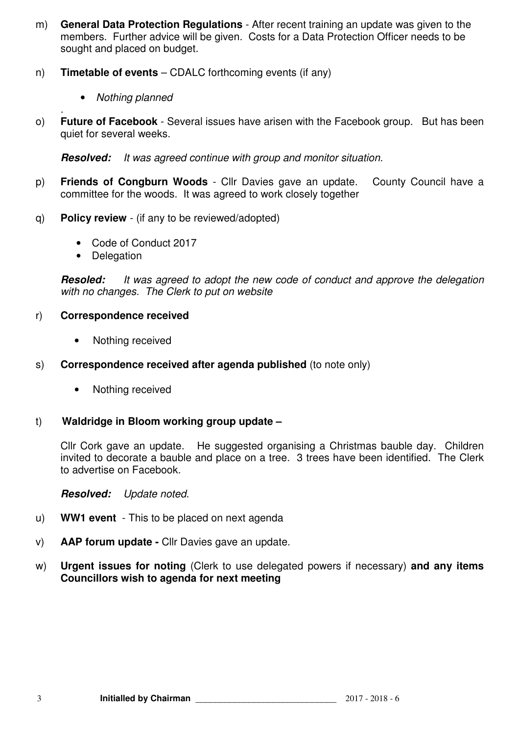m) **General Data Protection Regulations** - After recent training an update was given to the members. Further advice will be given. Costs for a Data Protection Officer needs to be sought and placed on budget.

n) **Timetable of events** – CDALC forthcoming events (if any)

- *Nothing planned*

.

o) **Future of Facebook** - Several issues have arisen with the Facebook group. But has been quiet for several weeks.

***Resolved:*** *It was agreed continue with group and monitor situation.*

p) **Friends of Congburn Woods** - Cllr Davies gave an update. County Council have a committee for the woods. It was agreed to work closely together

q) **Policy review** - (if any to be reviewed/adopted)

- Code of Conduct 2017
- Delegation

***Resoled:*** *It was agreed to adopt the new code of conduct and approve the delegation with no changes. The Clerk to put on website*

r) **Correspondence received**

- Nothing received

s) **Correspondence received after agenda published** (to note only)

- Nothing received

t) **Waldridge in Bloom working group update –**

Cllr Cork gave an update. He suggested organising a Christmas bauble day. Children invited to decorate a bauble and place on a tree. 3 trees have been identified. The Clerk to advertise on Facebook.

***Resolved:*** *Update noted.*

u) **WW1 event** - This to be placed on next agenda

v) **AAP forum update -** Cllr Davies gave an update.

w) **Urgent issues for noting** (Clerk to use delegated powers if necessary) **and any items Councillors wish to agenda for next meeting**

**Initialled by Chairman** ______________________________ 2017 - 2018 - 6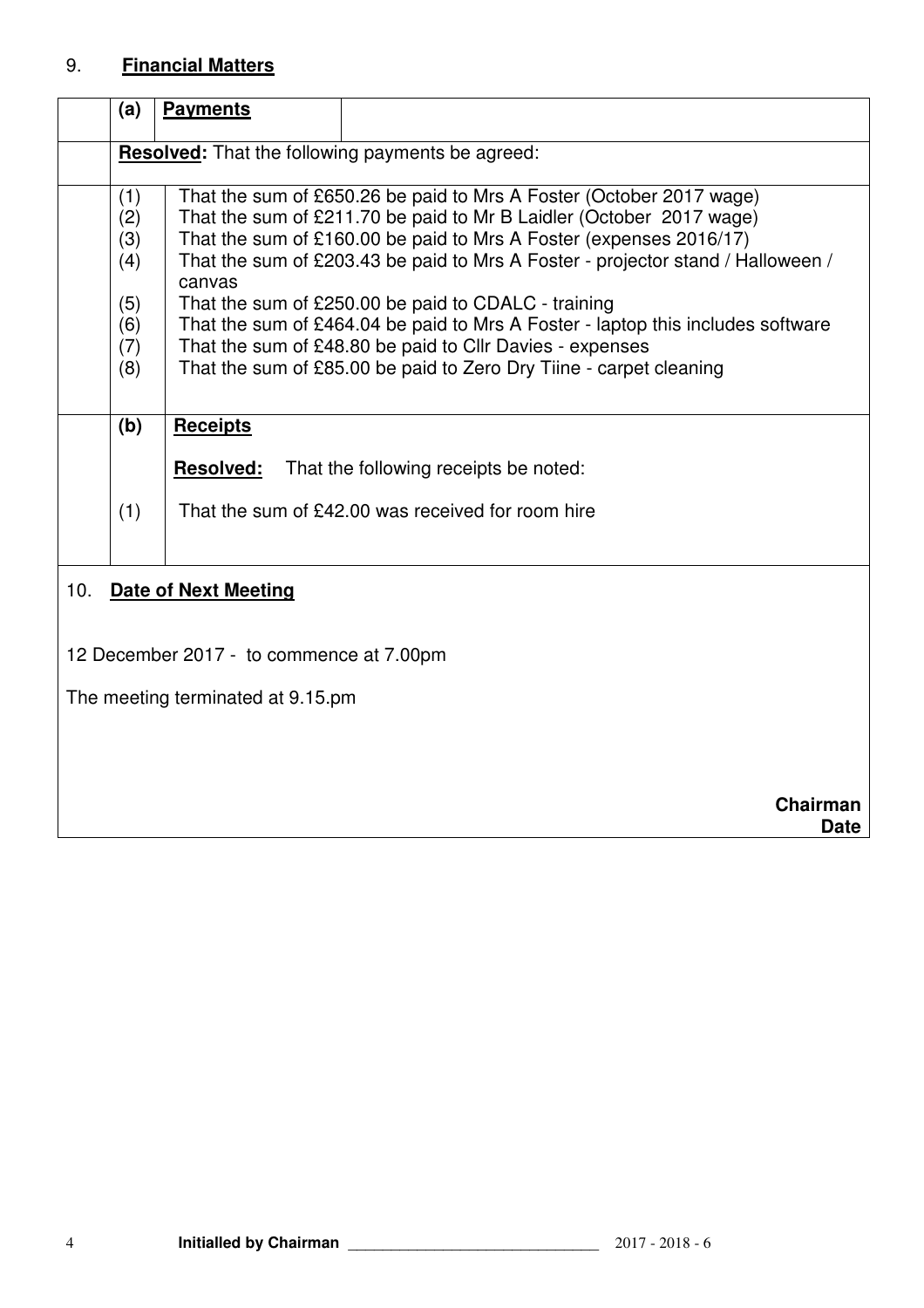## 9. **Financial Matters**

| | | |
|---|---|---|
| | **(a)** | **Payments** |
| | | **Resolved:** That the following payments be agreed: |
| | (1) | That the sum of £650.26 be paid to Mrs A Foster (October 2017 wage) |
| | (2) | That the sum of £211.70 be paid to Mr B Laidler (October 2017 wage) |
| | (3) | That the sum of £160.00 be paid to Mrs A Foster (expenses 2016/17) |
| | (4) | That the sum of £203.43 be paid to Mrs A Foster - projector stand / Halloween / canvas |
| | (5) | That the sum of £250.00 be paid to CDALC - training |
| | (6) | That the sum of £464.04 be paid to Mrs A Foster - laptop this includes software |
| | (7) | That the sum of £48.80 be paid to Cllr Davies - expenses |
| | (8) | That the sum of £85.00 be paid to Zero Dry Tiine - carpet cleaning |
| | **(b)** | **Receipts** |
| | | **Resolved:** That the following receipts be noted: |
| | (1) | That the sum of £42.00 was received for room hire |

## 10. **Date of Next Meeting**

12 December 2017 - to commence at 7.00pm

The meeting terminated at 9.15.pm

**Chairman**
**Date**

**Initialled by Chairman** ______________________________ 2017 - 2018 - 6